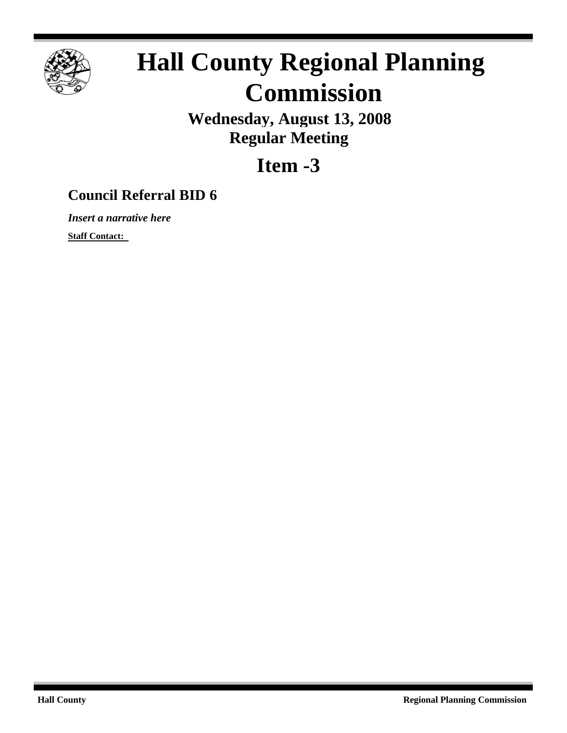# Hall County Regional Planning Commission

**Wednesday, August 13, 2008**
**Regular Meeting**

## Item -3

### Council Referral BID 6

***Insert a narrative here***

**Staff Contact:**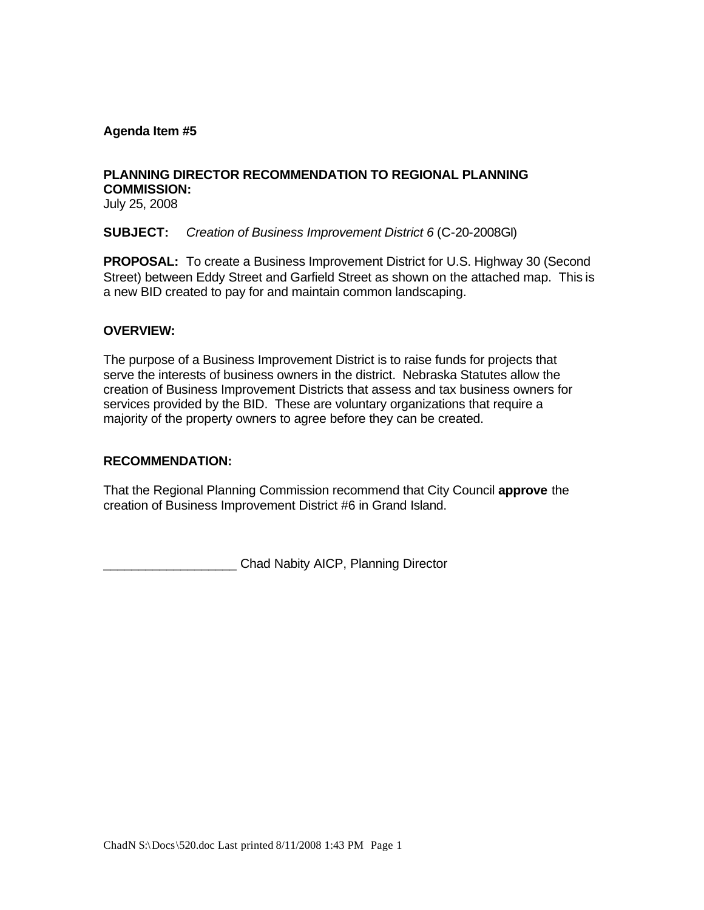**Agenda Item #5**

**PLANNING DIRECTOR RECOMMENDATION TO REGIONAL PLANNING COMMISSION:**
July 25, 2008

**SUBJECT:** *Creation of Business Improvement District 6* (C-20-2008GI)

**PROPOSAL:** To create a Business Improvement District for U.S. Highway 30 (Second Street) between Eddy Street and Garfield Street as shown on the attached map. This is a new BID created to pay for and maintain common landscaping.

**OVERVIEW:**

The purpose of a Business Improvement District is to raise funds for projects that serve the interests of business owners in the district. Nebraska Statutes allow the creation of Business Improvement Districts that assess and tax business owners for services provided by the BID. These are voluntary organizations that require a majority of the property owners to agree before they can be created.

**RECOMMENDATION:**

That the Regional Planning Commission recommend that City Council **approve** the creation of Business Improvement District #6 in Grand Island.

___________________ Chad Nabity AICP, Planning Director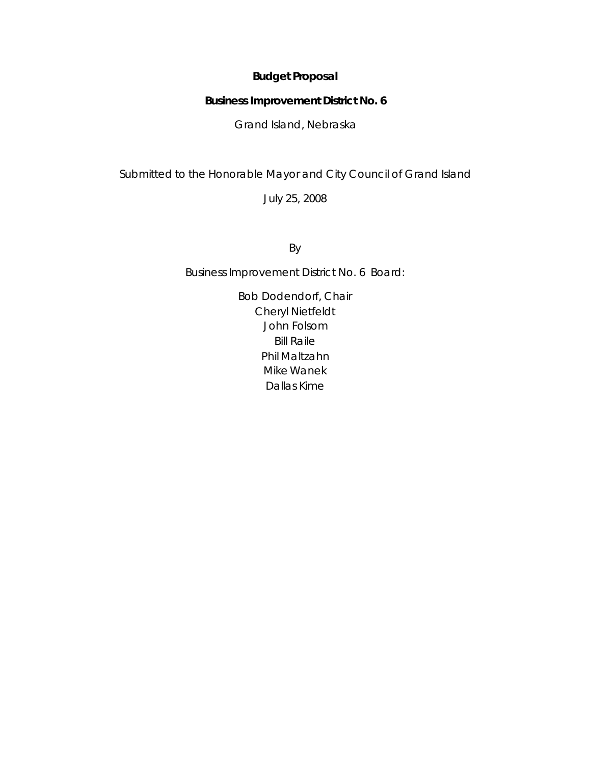**Budget Proposal**

**Business Improvement District No. 6**

Grand Island, Nebraska

Submitted to the Honorable Mayor and City Council of Grand Island

July 25, 2008

By

Business Improvement District No. 6 Board:

Bob Dodendorf, Chair
Cheryl Nietfeldt
John Folsom
Bill Raile
Phil Maltzahn
Mike Wanek
Dallas Kime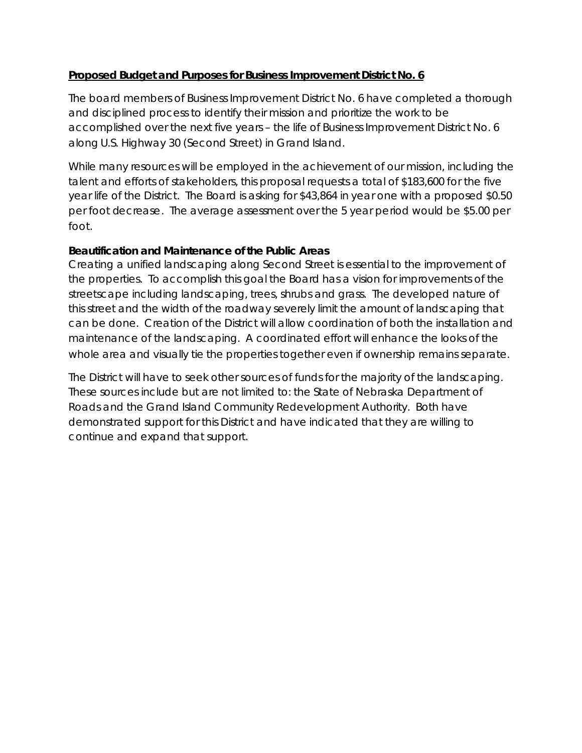**Proposed Budget and Purposes for Business Improvement District No. 6**

The board members of Business Improvement District No. 6 have completed a thorough and disciplined process to identify their mission and prioritize the work to be accomplished over the next five years – the life of Business Improvement District No. 6 along U.S. Highway 30 (Second Street) in Grand Island.

While many resources will be employed in the achievement of our mission, including the talent and efforts of stakeholders, this proposal requests a total of $183,600 for the five year life of the District. The Board is asking for $43,864 in year one with a proposed $0.50 per foot decrease. The average assessment over the 5 year period would be $5.00 per foot.

**Beautification and Maintenance of the Public Areas**

Creating a unified landscaping along Second Street is essential to the improvement of the properties. To accomplish this goal the Board has a vision for improvements of the streetscape including landscaping, trees, shrubs and grass. The developed nature of this street and the width of the roadway severely limit the amount of landscaping that can be done. Creation of the District will allow coordination of both the installation and maintenance of the landscaping. A coordinated effort will enhance the looks of the whole area and visually tie the properties together even if ownership remains separate.

The District will have to seek other sources of funds for the majority of the landscaping. These sources include but are not limited to: the State of Nebraska Department of Roads and the Grand Island Community Redevelopment Authority. Both have demonstrated support for this District and have indicated that they are willing to continue and expand that support.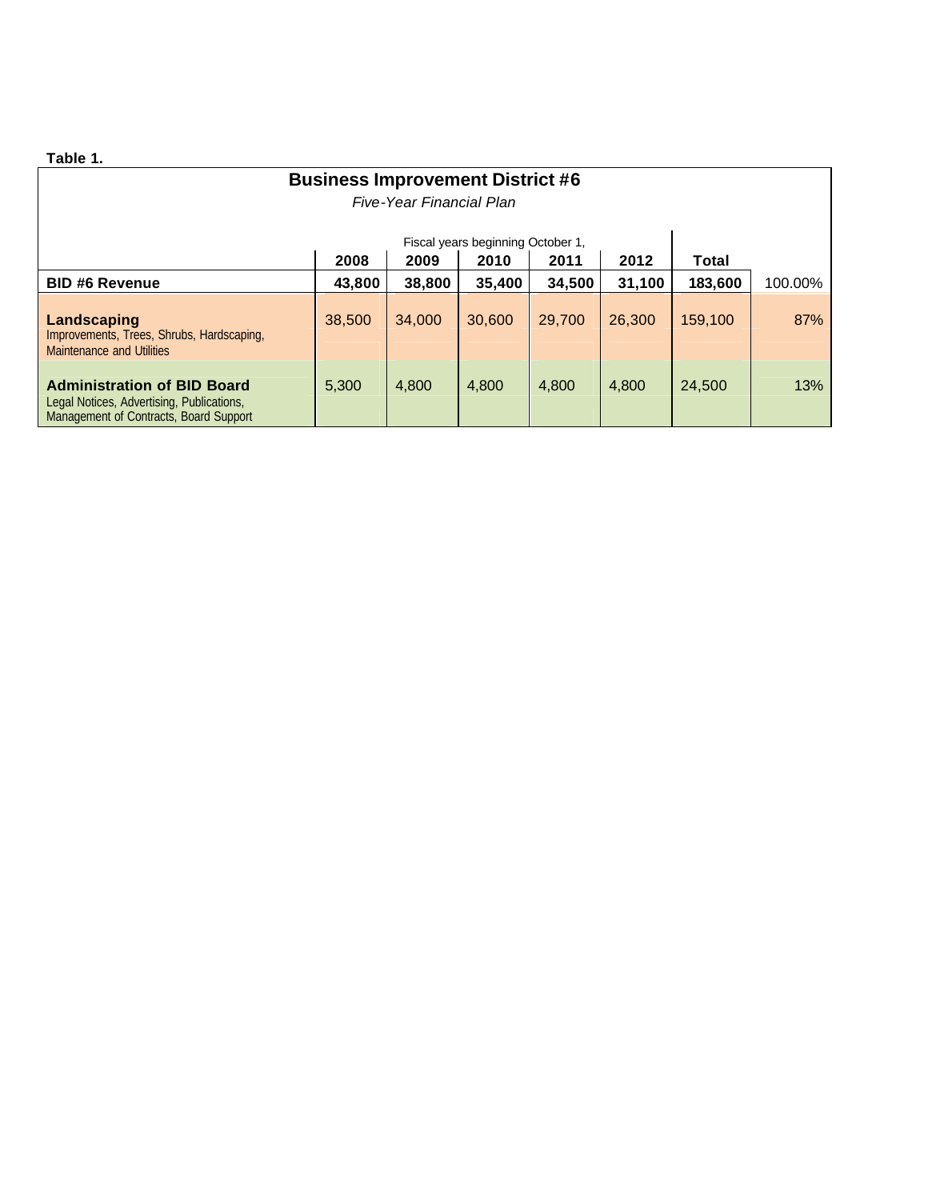**Table 1.**

| Business Improvement District #6 *Five-Year Financial Plan* | | | | | | | |
|---|---|---|---|---|---|---|---|
| | Fiscal years beginning October 1, | | | | | | |
| | **2008** | **2009** | **2010** | **2011** | **2012** | **Total** | |
| **BID #6 Revenue** | **43,800** | **38,800** | **35,400** | **34,500** | **31,100** | **183,600** | 100.00% |
| **Landscaping** Improvements, Trees, Shrubs, Hardscaping, Maintenance and Utilities | 38,500 | 34,000 | 30,600 | 29,700 | 26,300 | 159,100 | 87% |
| **Administration of BID Board** Legal Notices, Advertising, Publications, Management of Contracts, Board Support | 5,300 | 4,800 | 4,800 | 4,800 | 4,800 | 24,500 | 13% |